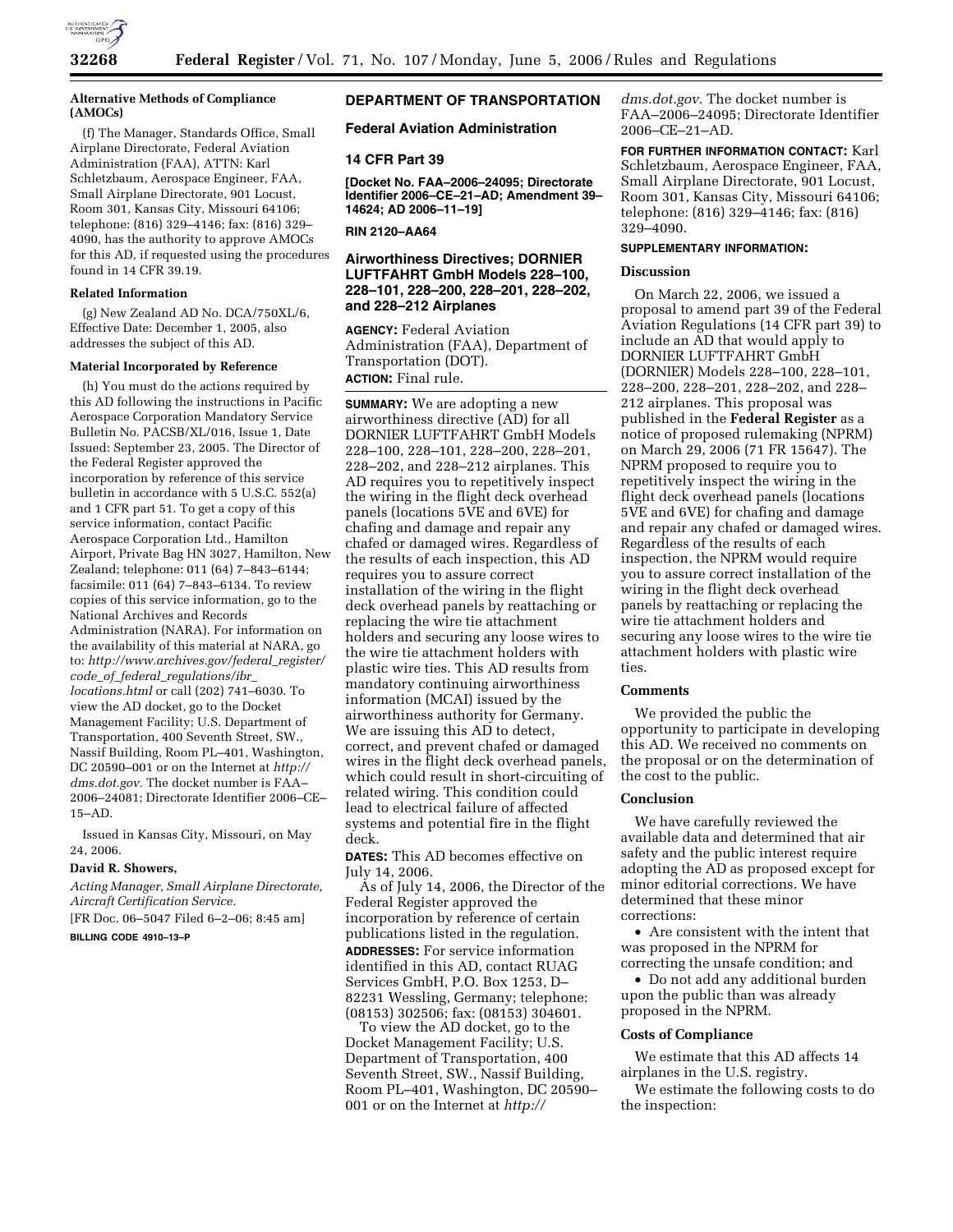**Alternative Methods of Compliance (AMOCs)**

(f) The Manager, Standards Office, Small Airplane Directorate, Federal Aviation Administration (FAA), ATTN: Karl Schletzbaum, Aerospace Engineer, FAA, Small Airplane Directorate, 901 Locust, Room 301, Kansas City, Missouri 64106; telephone: (816) 329–4146; fax: (816) 329–4090, has the authority to approve AMOCs for this AD, if requested using the procedures found in 14 CFR 39.19.

**Related Information**

(g) New Zealand AD No. DCA/750XL/6, Effective Date: December 1, 2005, also addresses the subject of this AD.

**Material Incorporated by Reference**

(h) You must do the actions required by this AD following the instructions in Pacific Aerospace Corporation Mandatory Service Bulletin No. PACSB/XL/016, Issue 1, Date Issued: September 23, 2005. The Director of the Federal Register approved the incorporation by reference of this service bulletin in accordance with 5 U.S.C. 552(a) and 1 CFR part 51. To get a copy of this service information, contact Pacific Aerospace Corporation Ltd., Hamilton Airport, Private Bag HN 3027, Hamilton, New Zealand; telephone: 011 (64) 7–843–6144; facsimile: 011 (64) 7–843–6134. To review copies of this service information, go to the National Archives and Records Administration (NARA). For information on the availability of this material at NARA, go to: *http://www.archives.gov/federal_register/code_of_federal_regulations/ibr_locations.html* or call (202) 741–6030. To view the AD docket, go to the Docket Management Facility; U.S. Department of Transportation, 400 Seventh Street, SW., Nassif Building, Room PL–401, Washington, DC 20590–001 or on the Internet at *http://dms.dot.gov.* The docket number is FAA–2006–24081; Directorate Identifier 2006–CE–15–AD.

Issued in Kansas City, Missouri, on May 24, 2006.

**David R. Showers,**

*Acting Manager, Small Airplane Directorate, Aircraft Certification Service.*

[FR Doc. 06–5047 Filed 6–2–06; 8:45 am]

**BILLING CODE 4910–13–P**

## DEPARTMENT OF TRANSPORTATION

### Federal Aviation Administration

### 14 CFR Part 39

**[Docket No. FAA–2006–24095; Directorate Identifier 2006–CE–21–AD; Amendment 39–14624; AD 2006–11–19]**

**RIN 2120–AA64**

## Airworthiness Directives; DORNIER LUFTFAHRT GmbH Models 228–100, 228–101, 228–200, 228–201, 228–202, and 228–212 Airplanes

**AGENCY:** Federal Aviation Administration (FAA), Department of Transportation (DOT).

**ACTION:** Final rule.

**SUMMARY:** We are adopting a new airworthiness directive (AD) for all DORNIER LUFTFAHRT GmbH Models 228–100, 228–101, 228–200, 228–201, 228–202, and 228–212 airplanes. This AD requires you to repetitively inspect the wiring in the flight deck overhead panels (locations 5VE and 6VE) for chafing and damage and repair any chafed or damaged wires. Regardless of the results of each inspection, this AD requires you to assure correct installation of the wiring in the flight deck overhead panels by reattaching or replacing the wire tie attachment holders and securing any loose wires to the wire tie attachment holders with plastic wire ties. This AD results from mandatory continuing airworthiness information (MCAI) issued by the airworthiness authority for Germany. We are issuing this AD to detect, correct, and prevent chafed or damaged wires in the flight deck overhead panels, which could result in short-circuiting of related wiring. This condition could lead to electrical failure of affected systems and potential fire in the flight deck.

**DATES:** This AD becomes effective on July 14, 2006.

As of July 14, 2006, the Director of the Federal Register approved the incorporation by reference of certain publications listed in the regulation.

**ADDRESSES:** For service information identified in this AD, contact RUAG Services GmbH, P.O. Box 1253, D–82231 Wessling, Germany; telephone: (08153) 302506; fax: (08153) 304601.

To view the AD docket, go to the Docket Management Facility; U.S. Department of Transportation, 400 Seventh Street, SW., Nassif Building, Room PL–401, Washington, DC 20590–001 or on the Internet at *http://dms.dot.gov.* The docket number is FAA–2006–24095; Directorate Identifier 2006–CE–21–AD.

**FOR FURTHER INFORMATION CONTACT:** Karl Schletzbaum, Aerospace Engineer, FAA, Small Airplane Directorate, 901 Locust, Room 301, Kansas City, Missouri 64106; telephone: (816) 329–4146; fax: (816) 329–4090.

**SUPPLEMENTARY INFORMATION:**

### Discussion

On March 22, 2006, we issued a proposal to amend part 39 of the Federal Aviation Regulations (14 CFR part 39) to include an AD that would apply to DORNIER LUFTFAHRT GmbH (DORNIER) Models 228–100, 228–101, 228–200, 228–201, 228–202, and 228–212 airplanes. This proposal was published in the **Federal Register** as a notice of proposed rulemaking (NPRM) on March 29, 2006 (71 FR 15647). The NPRM proposed to require you to repetitively inspect the wiring in the flight deck overhead panels (locations 5VE and 6VE) for chafing and damage and repair any chafed or damaged wires. Regardless of the results of each inspection, the NPRM would require you to assure correct installation of the wiring in the flight deck overhead panels by reattaching or replacing the wire tie attachment holders and securing any loose wires to the wire tie attachment holders with plastic wire ties.

### Comments

We provided the public the opportunity to participate in developing this AD. We received no comments on the proposal or on the determination of the cost to the public.

### Conclusion

We have carefully reviewed the available data and determined that air safety and the public interest require adopting the AD as proposed except for minor editorial corrections. We have determined that these minor corrections:

- Are consistent with the intent that was proposed in the NPRM for correcting the unsafe condition; and
- Do not add any additional burden upon the public than was already proposed in the NPRM.

### Costs of Compliance

We estimate that this AD affects 14 airplanes in the U.S. registry.

We estimate the following costs to do the inspection: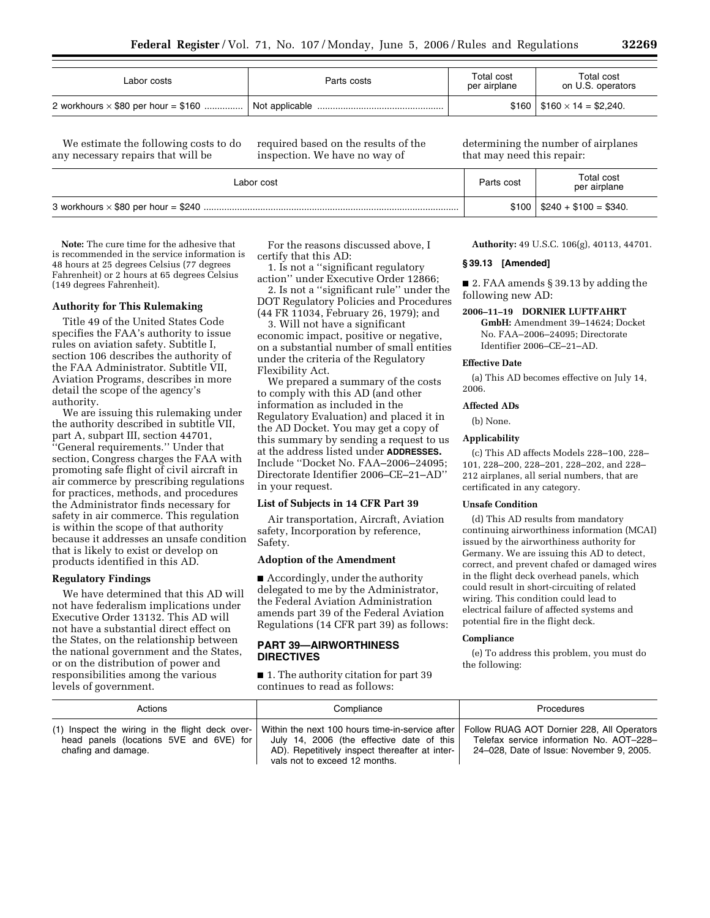| Labor costs | Parts costs | Total cost per airplane | Total cost on U.S. operators |
|---|---|---|---|
| 2 workhours × $80 per hour = $160 | Not applicable | $160 | $160 × 14 = $2,240. |

We estimate the following costs to do any necessary repairs that will be required based on the results of the inspection. We have no way of determining the number of airplanes that may need this repair:

| Labor cost | Parts cost | Total cost per airplane |
|---|---|---|
| 3 workhours × $80 per hour = $240 | $100 | $240 + $100 = $340. |

**Note:** The cure time for the adhesive that is recommended in the service information is 48 hours at 25 degrees Celsius (77 degrees Fahrenheit) or 2 hours at 65 degrees Celsius (149 degrees Fahrenheit).

### Authority for This Rulemaking

Title 49 of the United States Code specifies the FAA's authority to issue rules on aviation safety. Subtitle I, section 106 describes the authority of the FAA Administrator. Subtitle VII, Aviation Programs, describes in more detail the scope of the agency's authority.

We are issuing this rulemaking under the authority described in subtitle VII, part A, subpart III, section 44701, ''General requirements.'' Under that section, Congress charges the FAA with promoting safe flight of civil aircraft in air commerce by prescribing regulations for practices, methods, and procedures the Administrator finds necessary for safety in air commerce. This regulation is within the scope of that authority because it addresses an unsafe condition that is likely to exist or develop on products identified in this AD.

### Regulatory Findings

We have determined that this AD will not have federalism implications under Executive Order 13132. This AD will not have a substantial direct effect on the States, on the relationship between the national government and the States, or on the distribution of power and responsibilities among the various levels of government.

For the reasons discussed above, I certify that this AD:

1. Is not a ''significant regulatory action'' under Executive Order 12866;
2. Is not a ''significant rule'' under the DOT Regulatory Policies and Procedures (44 FR 11034, February 26, 1979); and
3. Will not have a significant economic impact, positive or negative, on a substantial number of small entities under the criteria of the Regulatory Flexibility Act.

We prepared a summary of the costs to comply with this AD (and other information as included in the Regulatory Evaluation) and placed it in the AD Docket. You may get a copy of this summary by sending a request to us at the address listed under **ADDRESSES.** Include ''Docket No. FAA–2006–24095; Directorate Identifier 2006–CE–21–AD'' in your request.

### List of Subjects in 14 CFR Part 39

Air transportation, Aircraft, Aviation safety, Incorporation by reference, Safety.

### Adoption of the Amendment

■ Accordingly, under the authority delegated to me by the Administrator, the Federal Aviation Administration amends part 39 of the Federal Aviation Regulations (14 CFR part 39) as follows:

## PART 39—AIRWORTHINESS DIRECTIVES

■ 1. The authority citation for part 39 continues to read as follows:

**Authority:** 49 U.S.C. 106(g), 40113, 44701.

### § 39.13 [Amended]

■ 2. FAA amends § 39.13 by adding the following new AD:

**2006–11–19 DORNIER LUFTFAHRT GmbH:** Amendment 39–14624; Docket No. FAA–2006–24095; Directorate Identifier 2006–CE–21–AD.

#### Effective Date

(a) This AD becomes effective on July 14, 2006.

#### Affected ADs

(b) None.

#### Applicability

(c) This AD affects Models 228–100, 228–101, 228–200, 228–201, 228–202, and 228–212 airplanes, all serial numbers, that are certificated in any category.

#### Unsafe Condition

(d) This AD results from mandatory continuing airworthiness information (MCAI) issued by the airworthiness authority for Germany. We are issuing this AD to detect, correct, and prevent chafed or damaged wires in the flight deck overhead panels, which could result in short-circuiting of related wiring. This condition could lead to electrical failure of affected systems and potential fire in the flight deck.

#### Compliance

(e) To address this problem, you must do the following:

| Actions | Compliance | Procedures |
|---|---|---|
| (1) Inspect the wiring in the flight deck overhead panels (locations 5VE and 6VE) for chafing and damage. | Within the next 100 hours time-in-service after July 14, 2006 (the effective date of this AD). Repetitively inspect thereafter at intervals not to exceed 12 months. | Follow RUAG AOT Dornier 228, All Operators Telefax service information No. AOT–228–24–028, Date of Issue: November 9, 2005. |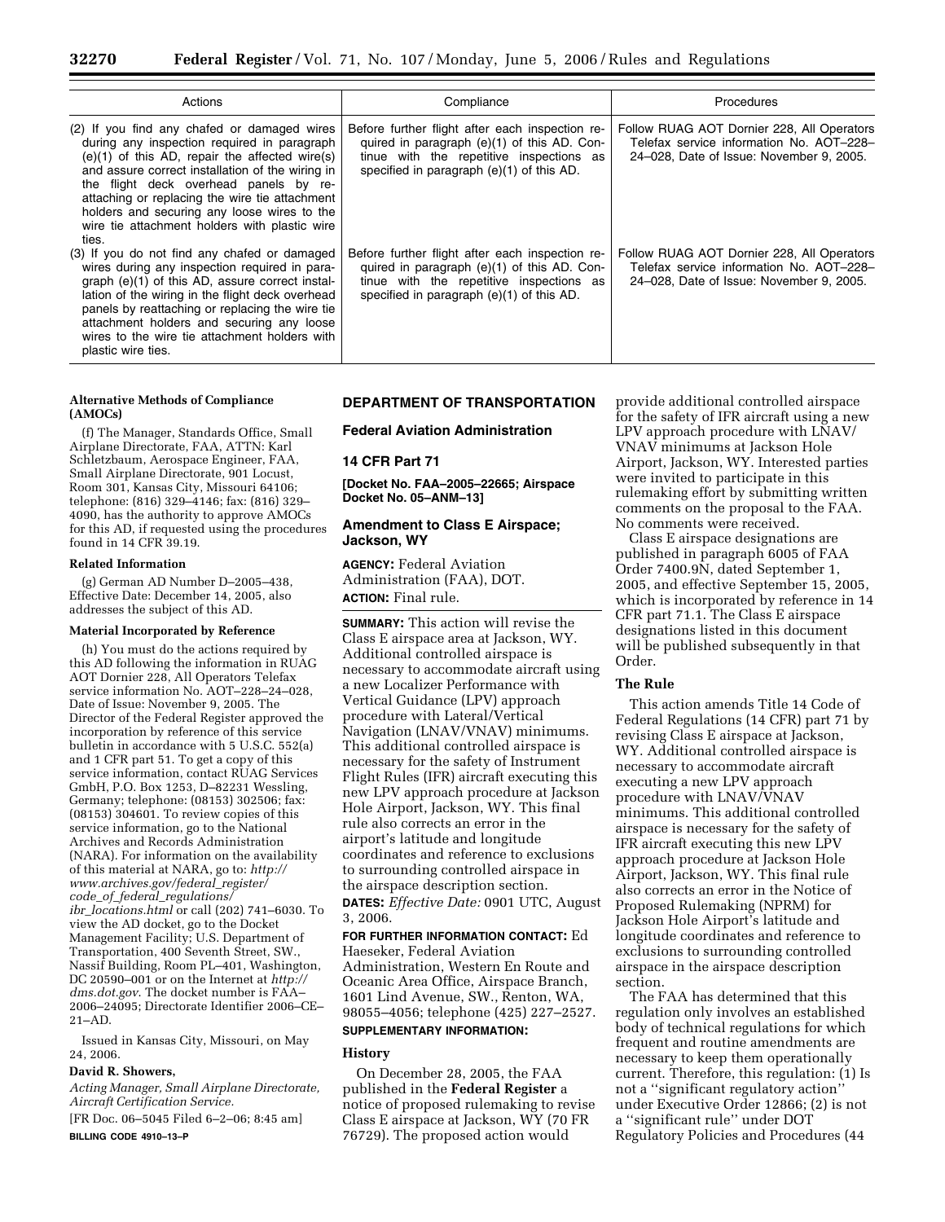| Actions | Compliance | Procedures |
| --- | --- | --- |
| (2) If you find any chafed or damaged wires during any inspection required in paragraph (e)(1) of this AD, repair the affected wire(s) and assure correct installation of the wiring in the flight deck overhead panels by re-attaching or replacing the wire tie attachment holders and securing any loose wires to the wire tie attachment holders with plastic wire ties. | Before further flight after each inspection required in paragraph (e)(1) of this AD. Continue with the repetitive inspections as specified in paragraph (e)(1) of this AD. | Follow RUAG AOT Dornier 228, All Operators Telefax service information No. AOT–228–24–028, Date of Issue: November 9, 2005. |
| (3) If you do not find any chafed or damaged wires during any inspection required in paragraph (e)(1) of this AD, assure correct installation of the wiring in the flight deck overhead panels by reattaching or replacing the wire tie attachment holders and securing any loose wires to the wire tie attachment holders with plastic wire ties. | Before further flight after each inspection required in paragraph (e)(1) of this AD. Continue with the repetitive inspections as specified in paragraph (e)(1) of this AD. | Follow RUAG AOT Dornier 228, All Operators Telefax service information No. AOT–228–24–028, Date of Issue: November 9, 2005. |

**Alternative Methods of Compliance (AMOCs)**

(f) The Manager, Standards Office, Small Airplane Directorate, FAA, ATTN: Karl Schletzbaum, Aerospace Engineer, FAA, Small Airplane Directorate, 901 Locust, Room 301, Kansas City, Missouri 64106; telephone: (816) 329–4146; fax: (816) 329–4090, has the authority to approve AMOCs for this AD, if requested using the procedures found in 14 CFR 39.19.

**Related Information**

(g) German AD Number D–2005–438, Effective Date: December 14, 2005, also addresses the subject of this AD.

**Material Incorporated by Reference**

(h) You must do the actions required by this AD following the information in RUAG AOT Dornier 228, All Operators Telefax service information No. AOT–228–24–028, Date of Issue: November 9, 2005. The Director of the Federal Register approved the incorporation by reference of this service bulletin in accordance with 5 U.S.C. 552(a) and 1 CFR part 51. To get a copy of this service information, contact RUAG Services GmbH, P.O. Box 1253, D–82231 Wessling, Germany; telephone: (08153) 302506; fax: (08153) 304601. To review copies of this service information, go to the National Archives and Records Administration (NARA). For information on the availability of this material at NARA, go to: *http://www.archives.gov/federal_register/code_of_federal_regulations/ibr_locations.html* or call (202) 741–6030. To view the AD docket, go to the Docket Management Facility; U.S. Department of Transportation, 400 Seventh Street, SW., Nassif Building, Room PL–401, Washington, DC 20590–001 or on the Internet at *http://dms.dot.gov*. The docket number is FAA–2006–24095; Directorate Identifier 2006–CE–21–AD.

Issued in Kansas City, Missouri, on May 24, 2006.

**David R. Showers,**

*Acting Manager, Small Airplane Directorate, Aircraft Certification Service.*

[FR Doc. 06–5045 Filed 6–2–06; 8:45 am]

**BILLING CODE 4910–13–P**

## DEPARTMENT OF TRANSPORTATION

### Federal Aviation Administration

### 14 CFR Part 71

**[Docket No. FAA–2005–22665; Airspace Docket No. 05–ANM–13]**

### Amendment to Class E Airspace; Jackson, WY

**AGENCY:** Federal Aviation Administration (FAA), DOT.

**ACTION:** Final rule.

**SUMMARY:** This action will revise the Class E airspace area at Jackson, WY. Additional controlled airspace is necessary to accommodate aircraft using a new Localizer Performance with Vertical Guidance (LPV) approach procedure with Lateral/Vertical Navigation (LNAV/VNAV) minimums. This additional controlled airspace is necessary for the safety of Instrument Flight Rules (IFR) aircraft executing this new LPV approach procedure at Jackson Hole Airport, Jackson, WY. This final rule also corrects an error in the airport's latitude and longitude coordinates and reference to exclusions to surrounding controlled airspace in the airspace description section.

**DATES:** *Effective Date:* 0901 UTC, August 3, 2006.

**FOR FURTHER INFORMATION CONTACT:** Ed Haeseker, Federal Aviation Administration, Western En Route and Oceanic Area Office, Airspace Branch, 1601 Lind Avenue, SW., Renton, WA, 98055–4056; telephone (425) 227–2527.

**SUPPLEMENTARY INFORMATION:**

**History**

On December 28, 2005, the FAA published in the **Federal Register** a notice of proposed rulemaking to revise Class E airspace at Jackson, WY (70 FR 76729). The proposed action would provide additional controlled airspace for the safety of IFR aircraft using a new LPV approach procedure with LNAV/VNAV minimums at Jackson Hole Airport, Jackson, WY. Interested parties were invited to participate in this rulemaking effort by submitting written comments on the proposal to the FAA. No comments were received.

Class E airspace designations are published in paragraph 6005 of FAA Order 7400.9N, dated September 1, 2005, and effective September 15, 2005, which is incorporated by reference in 14 CFR part 71.1. The Class E airspace designations listed in this document will be published subsequently in that Order.

**The Rule**

This action amends Title 14 Code of Federal Regulations (14 CFR) part 71 by revising Class E airspace at Jackson, WY. Additional controlled airspace is necessary to accommodate aircraft executing a new LPV approach procedure with LNAV/VNAV minimums. This additional controlled airspace is necessary for the safety of IFR aircraft executing this new LPV approach procedure at Jackson Hole Airport, Jackson, WY. This final rule also corrects an error in the Notice of Proposed Rulemaking (NPRM) for Jackson Hole Airport's latitude and longitude coordinates and reference to exclusions to surrounding controlled airspace in the airspace description section.

The FAA has determined that this regulation only involves an established body of technical regulations for which frequent and routine amendments are necessary to keep them operationally current. Therefore, this regulation: (1) Is not a ''significant regulatory action'' under Executive Order 12866; (2) is not a ''significant rule'' under DOT Regulatory Policies and Procedures (44